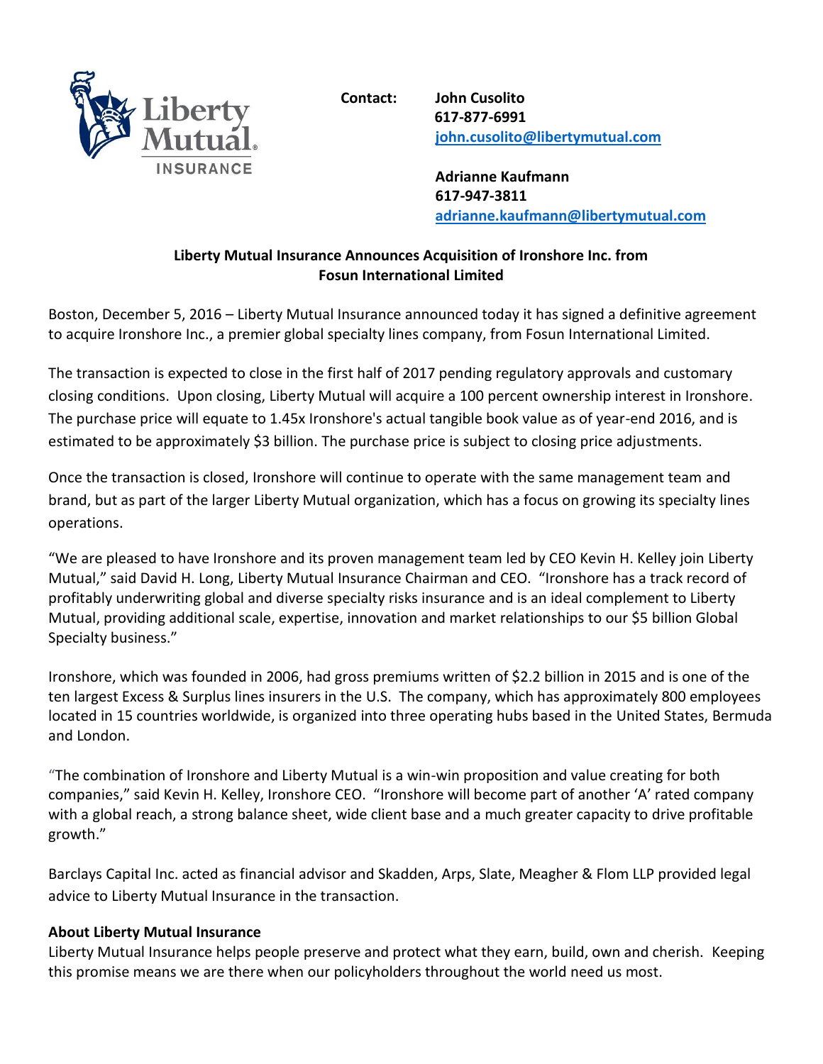Contact: **John Cusolito**
**617-877-6991**
**john.cusolito@libertymutual.com**

**Adrianne Kaufmann**
**617-947-3811**
**adrianne.kaufmann@libertymutual.com**

**Liberty Mutual Insurance Announces Acquisition of Ironshore Inc. from Fosun International Limited**

Boston, December 5, 2016 – Liberty Mutual Insurance announced today it has signed a definitive agreement to acquire Ironshore Inc., a premier global specialty lines company, from Fosun International Limited.

The transaction is expected to close in the first half of 2017 pending regulatory approvals and customary closing conditions. Upon closing, Liberty Mutual will acquire a 100 percent ownership interest in Ironshore. The purchase price will equate to 1.45x Ironshore's actual tangible book value as of year-end 2016, and is estimated to be approximately $3 billion. The purchase price is subject to closing price adjustments.

Once the transaction is closed, Ironshore will continue to operate with the same management team and brand, but as part of the larger Liberty Mutual organization, which has a focus on growing its specialty lines operations.

"We are pleased to have Ironshore and its proven management team led by CEO Kevin H. Kelley join Liberty Mutual," said David H. Long, Liberty Mutual Insurance Chairman and CEO. "Ironshore has a track record of profitably underwriting global and diverse specialty risks insurance and is an ideal complement to Liberty Mutual, providing additional scale, expertise, innovation and market relationships to our $5 billion Global Specialty business."

Ironshore, which was founded in 2006, had gross premiums written of $2.2 billion in 2015 and is one of the ten largest Excess & Surplus lines insurers in the U.S. The company, which has approximately 800 employees located in 15 countries worldwide, is organized into three operating hubs based in the United States, Bermuda and London.

"The combination of Ironshore and Liberty Mutual is a win-win proposition and value creating for both companies," said Kevin H. Kelley, Ironshore CEO. "Ironshore will become part of another 'A' rated company with a global reach, a strong balance sheet, wide client base and a much greater capacity to drive profitable growth."

Barclays Capital Inc. acted as financial advisor and Skadden, Arps, Slate, Meagher & Flom LLP provided legal advice to Liberty Mutual Insurance in the transaction.

**About Liberty Mutual Insurance**

Liberty Mutual Insurance helps people preserve and protect what they earn, build, own and cherish. Keeping this promise means we are there when our policyholders throughout the world need us most.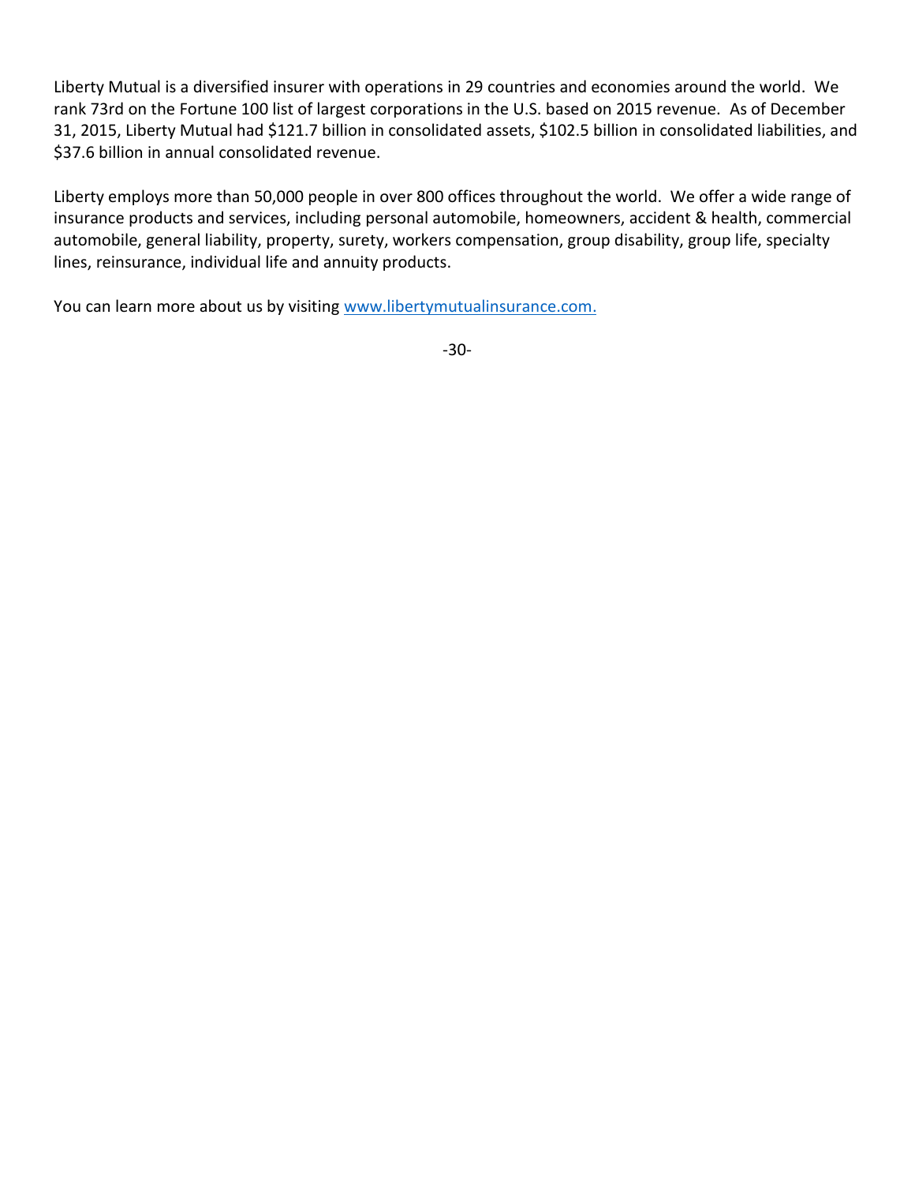Liberty Mutual is a diversified insurer with operations in 29 countries and economies around the world. We rank 73rd on the Fortune 100 list of largest corporations in the U.S. based on 2015 revenue. As of December 31, 2015, Liberty Mutual had $121.7 billion in consolidated assets, $102.5 billion in consolidated liabilities, and $37.6 billion in annual consolidated revenue.

Liberty employs more than 50,000 people in over 800 offices throughout the world. We offer a wide range of insurance products and services, including personal automobile, homeowners, accident & health, commercial automobile, general liability, property, surety, workers compensation, group disability, group life, specialty lines, reinsurance, individual life and annuity products.

You can learn more about us by visiting [www.libertymutualinsurance.com.](www.libertymutualinsurance.com)

-30-